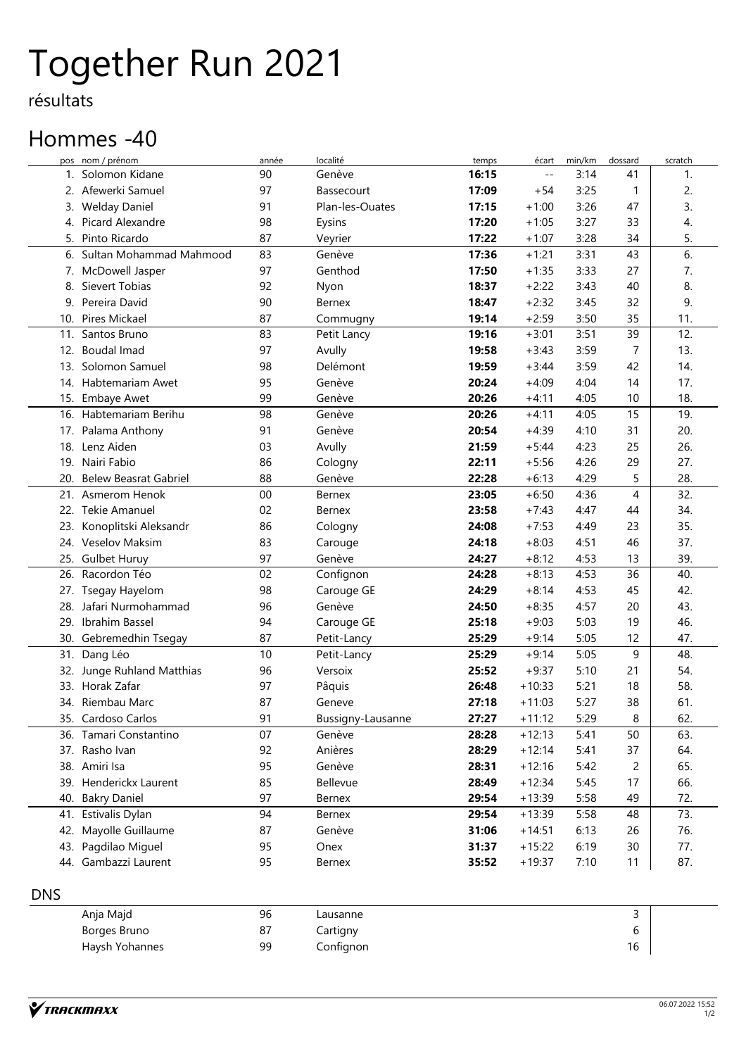# Together Run 2021

résultats

## Hommes -40

| pos | nom / prénom | année | localité | temps | écart | min/km | dossard | scratch |
|---|---|---|---|---|---|---|---|---|
| 1. | Solomon Kidane | 90 | Genève | **16:15** | -- | 3:14 | 41 | 1. |
| 2. | Afewerki Samuel | 97 | Bassecourt | **17:09** | +54 | 3:25 | 1 | 2. |
| 3. | Welday Daniel | 91 | Plan-les-Ouates | **17:15** | +1:00 | 3:26 | 47 | 3. |
| 4. | Picard Alexandre | 98 | Eysins | **17:20** | +1:05 | 3:27 | 33 | 4. |
| 5. | Pinto Ricardo | 87 | Veyrier | **17:22** | +1:07 | 3:28 | 34 | 5. |
| 6. | Sultan Mohammad Mahmood | 83 | Genève | **17:36** | +1:21 | 3:31 | 43 | 6. |
| 7. | McDowell Jasper | 97 | Genthod | **17:50** | +1:35 | 3:33 | 27 | 7. |
| 8. | Sievert Tobias | 92 | Nyon | **18:37** | +2:22 | 3:43 | 40 | 8. |
| 9. | Pereira David | 90 | Bernex | **18:47** | +2:32 | 3:45 | 32 | 9. |
| 10. | Pires Mickael | 87 | Commugny | **19:14** | +2:59 | 3:50 | 35 | 11. |
| 11. | Santos Bruno | 83 | Petit Lancy | **19:16** | +3:01 | 3:51 | 39 | 12. |
| 12. | Boudal Imad | 97 | Avully | **19:58** | +3:43 | 3:59 | 7 | 13. |
| 13. | Solomon Samuel | 98 | Delémont | **19:59** | +3:44 | 3:59 | 42 | 14. |
| 14. | Habtemariam Awet | 95 | Genève | **20:24** | +4:09 | 4:04 | 14 | 17. |
| 15. | Embaye Awet | 99 | Genève | **20:26** | +4:11 | 4:05 | 10 | 18. |
| 16. | Habtemariam Berihu | 98 | Genève | **20:26** | +4:11 | 4:05 | 15 | 19. |
| 17. | Palama Anthony | 91 | Genève | **20:54** | +4:39 | 4:10 | 31 | 20. |
| 18. | Lenz Aiden | 03 | Avully | **21:59** | +5:44 | 4:23 | 25 | 26. |
| 19. | Nairi Fabio | 86 | Cologny | **22:11** | +5:56 | 4:26 | 29 | 27. |
| 20. | Belew Beasrat Gabriel | 88 | Genève | **22:28** | +6:13 | 4:29 | 5 | 28. |
| 21. | Asmerom Henok | 00 | Bernex | **23:05** | +6:50 | 4:36 | 4 | 32. |
| 22. | Tekie Amanuel | 02 | Bernex | **23:58** | +7:43 | 4:47 | 44 | 34. |
| 23. | Konoplitski Aleksandr | 86 | Cologny | **24:08** | +7:53 | 4:49 | 23 | 35. |
| 24. | Veselov Maksim | 83 | Carouge | **24:18** | +8:03 | 4:51 | 46 | 37. |
| 25. | Gulbet Huruy | 97 | Genève | **24:27** | +8:12 | 4:53 | 13 | 39. |
| 26. | Racordon Téo | 02 | Confignon | **24:28** | +8:13 | 4:53 | 36 | 40. |
| 27. | Tsegay Hayelom | 98 | Carouge GE | **24:29** | +8:14 | 4:53 | 45 | 42. |
| 28. | Jafari Nurmohammad | 96 | Genève | **24:50** | +8:35 | 4:57 | 20 | 43. |
| 29. | Ibrahim Bassel | 94 | Carouge GE | **25:18** | +9:03 | 5:03 | 19 | 46. |
| 30. | Gebremedhin Tsegay | 87 | Petit-Lancy | **25:29** | +9:14 | 5:05 | 12 | 47. |
| 31. | Dang Léo | 10 | Petit-Lancy | **25:29** | +9:14 | 5:05 | 9 | 48. |
| 32. | Junge Ruhland Matthias | 96 | Versoix | **25:52** | +9:37 | 5:10 | 21 | 54. |
| 33. | Horak Zafar | 97 | Pâquis | **26:48** | +10:33 | 5:21 | 18 | 58. |
| 34. | Riembau Marc | 87 | Geneve | **27:18** | +11:03 | 5:27 | 38 | 61. |
| 35. | Cardoso Carlos | 91 | Bussigny-Lausanne | **27:27** | +11:12 | 5:29 | 8 | 62. |
| 36. | Tamari Constantino | 07 | Genève | **28:28** | +12:13 | 5:41 | 50 | 63. |
| 37. | Rasho Ivan | 92 | Anières | **28:29** | +12:14 | 5:41 | 37 | 64. |
| 38. | Amiri Isa | 95 | Genève | **28:31** | +12:16 | 5:42 | 2 | 65. |
| 39. | Henderickx Laurent | 85 | Bellevue | **28:49** | +12:34 | 5:45 | 17 | 66. |
| 40. | Bakry Daniel | 97 | Bernex | **29:54** | +13:39 | 5:58 | 49 | 72. |
| 41. | Estivalis Dylan | 94 | Bernex | **29:54** | +13:39 | 5:58 | 48 | 73. |
| 42. | Mayolle Guillaume | 87 | Genève | **31:06** | +14:51 | 6:13 | 26 | 76. |
| 43. | Pagdilao Miguel | 95 | Onex | **31:37** | +15:22 | 6:19 | 30 | 77. |
| 44. | Gambazzi Laurent | 95 | Bernex | **35:52** | +19:37 | 7:10 | 11 | 87. |

### DNS

| | nom / prénom | année | localité | temps | écart | min/km | dossard | scratch |
|---|---|---|---|---|---|---|---|---|
| | Anja Majd | 96 | Lausanne | | | | 3 | |
| | Borges Bruno | 87 | Cartigny | | | | 6 | |
| | Haysh Yohannes | 99 | Confignon | | | | 16 | |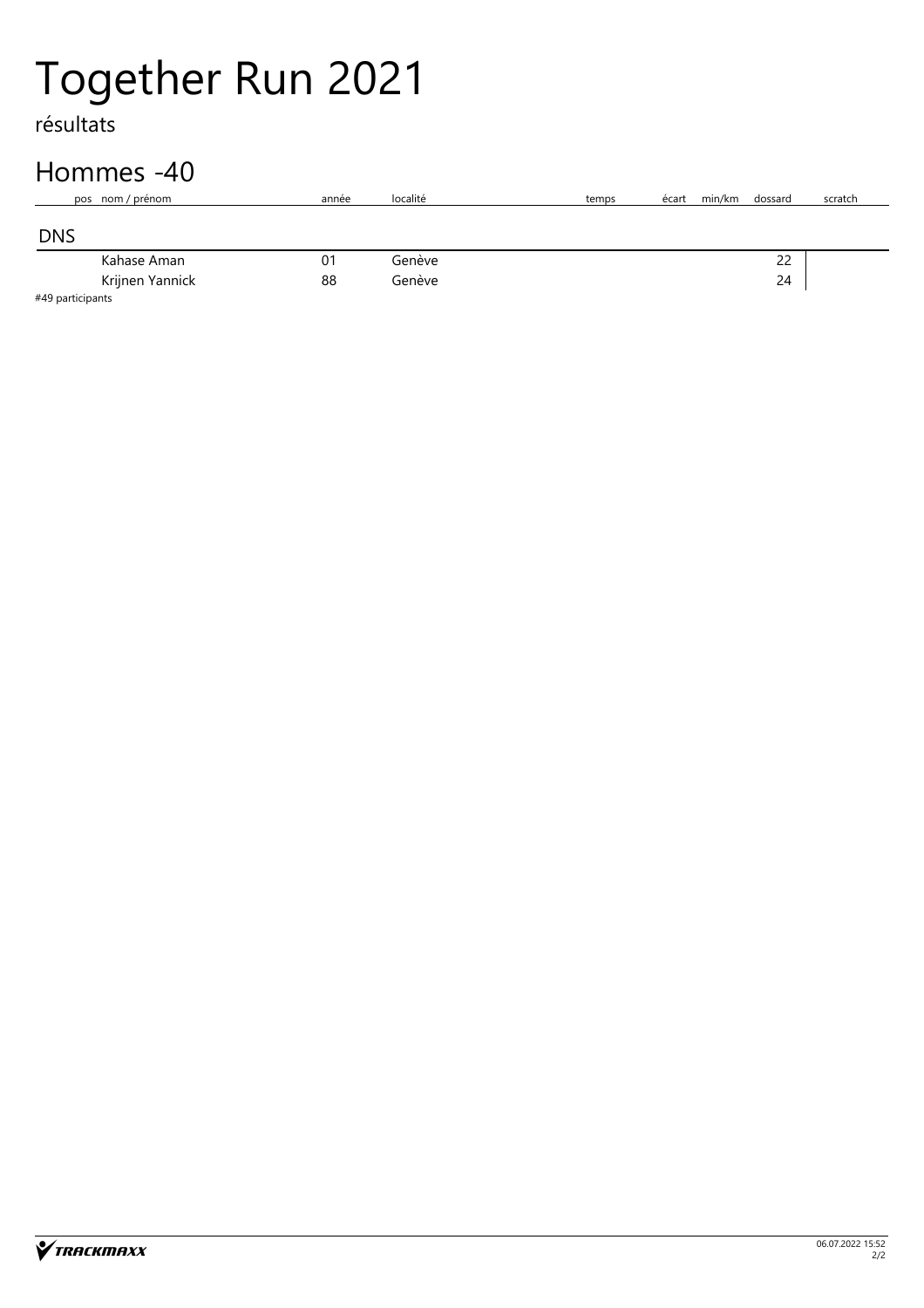# Together Run 2021

résultats

## Hommes -40

| pos | nom / prénom | année | localité | temps | écart | min/km | dossard | scratch |
|---|---|---|---|---|---|---|---|---|
| **DNS** | | | | | | | | |
| | Kahase Aman | 01 | Genève | | | | 22 | |
| | Krijnen Yannick | 88 | Genève | | | | 24 | |

#49 participants

TRACKMAXX

06.07.2022 15:52